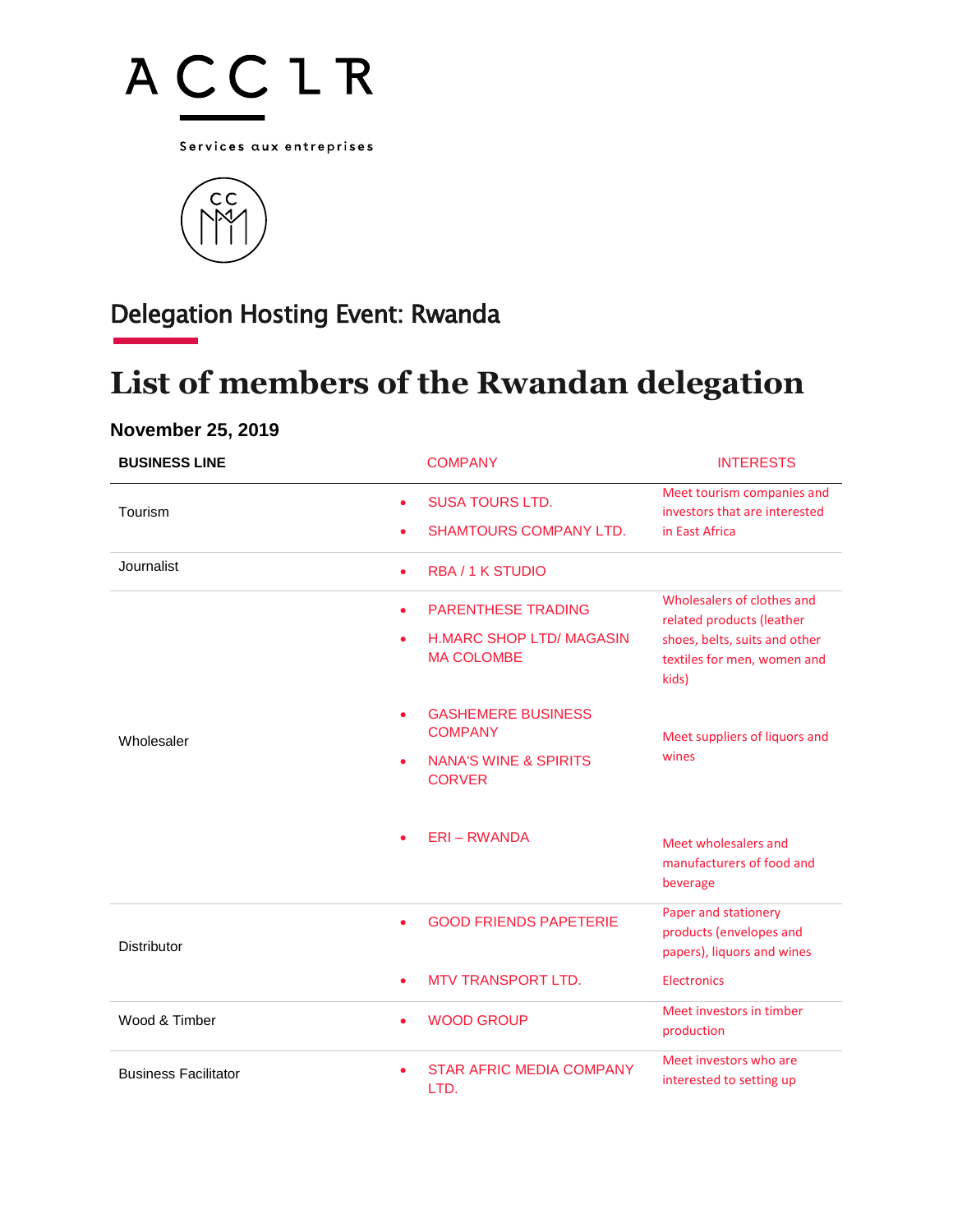ACCLR

Services aux entreprises

## Delegation Hosting Event: Rwanda

# List of members of the Rwandan delegation

**November 25, 2019**

| BUSINESS LINE | COMPANY | INTERESTS |
|---|---|---|
| Tourism | • SUSA TOURS LTD.<br>• SHAMTOURS COMPANY LTD. | Meet tourism companies and investors that are interested in East Africa |
| Journalist | • RBA / 1 K STUDIO | |
| Wholesaler | • PARENTHESE TRADING<br>• H.MARC SHOP LTD/ MAGASIN MA COLOMBE | Wholesalers of clothes and related products (leather shoes, belts, suits and other textiles for men, women and kids) |
| | • GASHEMERE BUSINESS COMPANY<br>• NANA'S WINE & SPIRITS CORVER | Meet suppliers of liquors and wines |
| | • ERI – RWANDA | Meet wholesalers and manufacturers of food and beverage |
| Distributor | • GOOD FRIENDS PAPETERIE | Paper and stationery products (envelopes and papers), liquors and wines |
| | • MTV TRANSPORT LTD. | Electronics |
| Wood & Timber | • WOOD GROUP | Meet investors in timber production |
| Business Facilitator | • STAR AFRIC MEDIA COMPANY LTD. | Meet investors who are interested to setting up |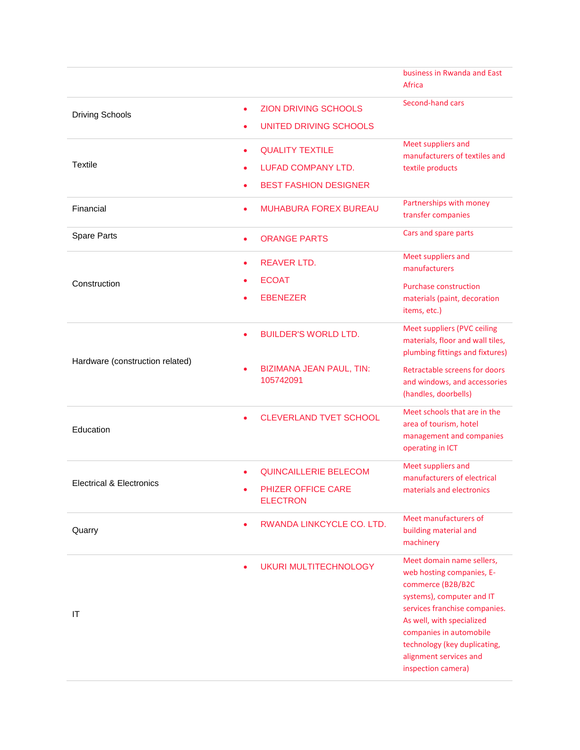| | | |
|---|---|---|
| | | business in Rwanda and East Africa |
| Driving Schools | • ZION DRIVING SCHOOLS<br>• UNITED DRIVING SCHOOLS | Second-hand cars |
| Textile | • QUALITY TEXTILE<br>• LUFAD COMPANY LTD.<br>• BEST FASHION DESIGNER | Meet suppliers and manufacturers of textiles and textile products |
| Financial | • MUHABURA FOREX BUREAU | Partnerships with money transfer companies |
| Spare Parts | • ORANGE PARTS | Cars and spare parts |
| Construction | • REAVER LTD.<br>• ECOAT<br>• EBENEZER | Meet suppliers and manufacturers<br>Purchase construction materials (paint, decoration items, etc.) |
| Hardware (construction related) | • BUILDER'S WORLD LTD.<br>• BIZIMANA JEAN PAUL, TIN: 105742091 | Meet suppliers (PVC ceiling materials, floor and wall tiles, plumbing fittings and fixtures)<br>Retractable screens for doors and windows, and accessories (handles, doorbells) |
| Education | • CLEVERLAND TVET SCHOOL | Meet schools that are in the area of tourism, hotel management and companies operating in ICT |
| Electrical & Electronics | • QUINCAILLERIE BELECOM<br>• PHIZER OFFICE CARE ELECTRON | Meet suppliers and manufacturers of electrical materials and electronics |
| Quarry | • RWANDA LINKCYCLE CO. LTD. | Meet manufacturers of building material and machinery |
| IT | • UKURI MULTITECHNOLOGY | Meet domain name sellers, web hosting companies, E-commerce (B2B/B2C systems), computer and IT services franchise companies. As well, with specialized companies in automobile technology (key duplicating, alignment services and inspection camera) |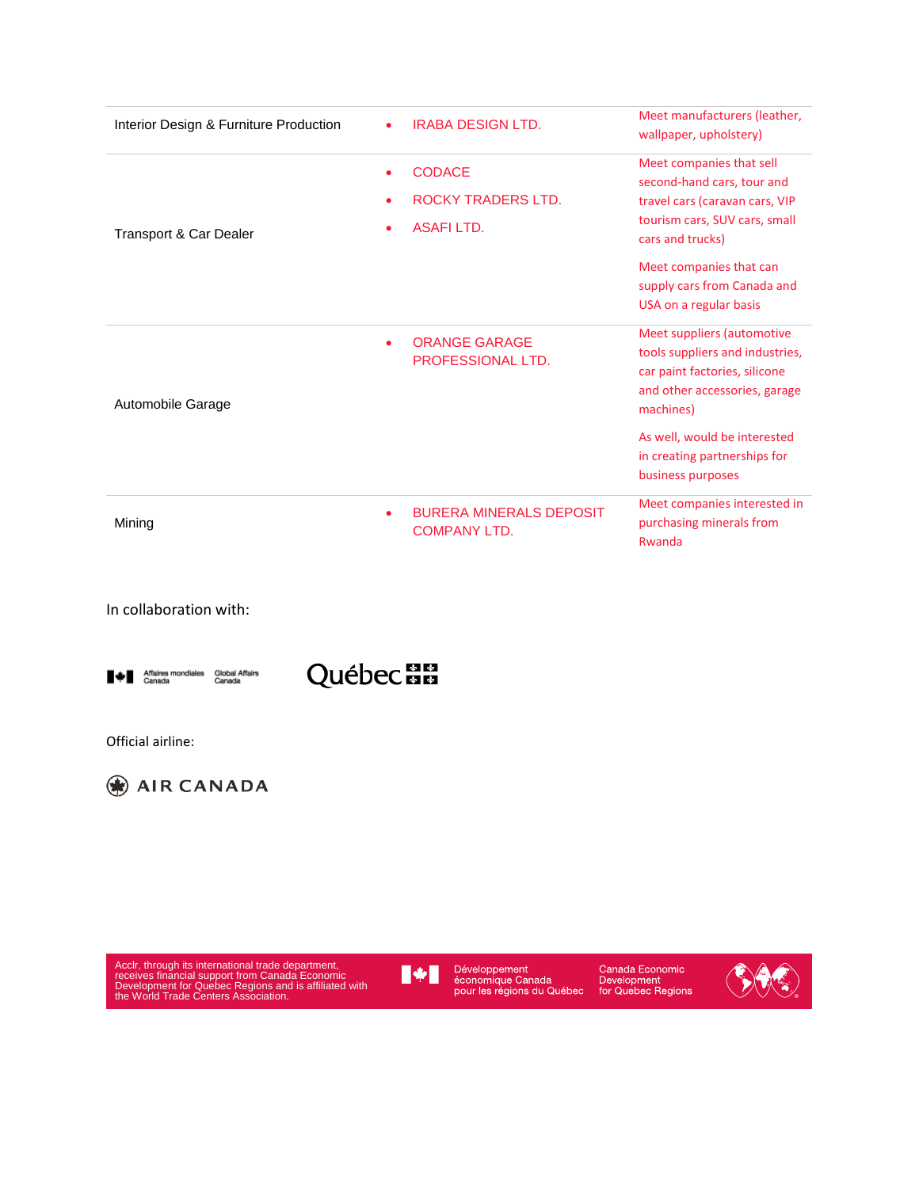| | | |
|---|---|---|
| Interior Design & Furniture Production | • IRABA DESIGN LTD. | Meet manufacturers (leather, wallpaper, upholstery) |
| Transport & Car Dealer | • CODACE<br>• ROCKY TRADERS LTD.<br>• ASAFI LTD. | Meet companies that sell second-hand cars, tour and travel cars (caravan cars, VIP tourism cars, SUV cars, small cars and trucks)<br><br>Meet companies that can supply cars from Canada and USA on a regular basis |
| Automobile Garage | • ORANGE GARAGE PROFESSIONAL LTD. | Meet suppliers (automotive tools suppliers and industries, car paint factories, silicone and other accessories, garage machines)<br><br>As well, would be interested in creating partnerships for business purposes |
| Mining | • BURERA MINERALS DEPOSIT COMPANY LTD. | Meet companies interested in purchasing minerals from Rwanda |

In collaboration with:

Affaires mondiales Canada Global Affairs Canada

Québec

Official airline:

AIR CANADA

Acclr, through its international trade department, receives financial support from Canada Economic Development for Quebec Regions and is affiliated with the World Trade Centers Association.

Développement économique Canada pour les régions du Québec

Canada Economic Development for Quebec Regions